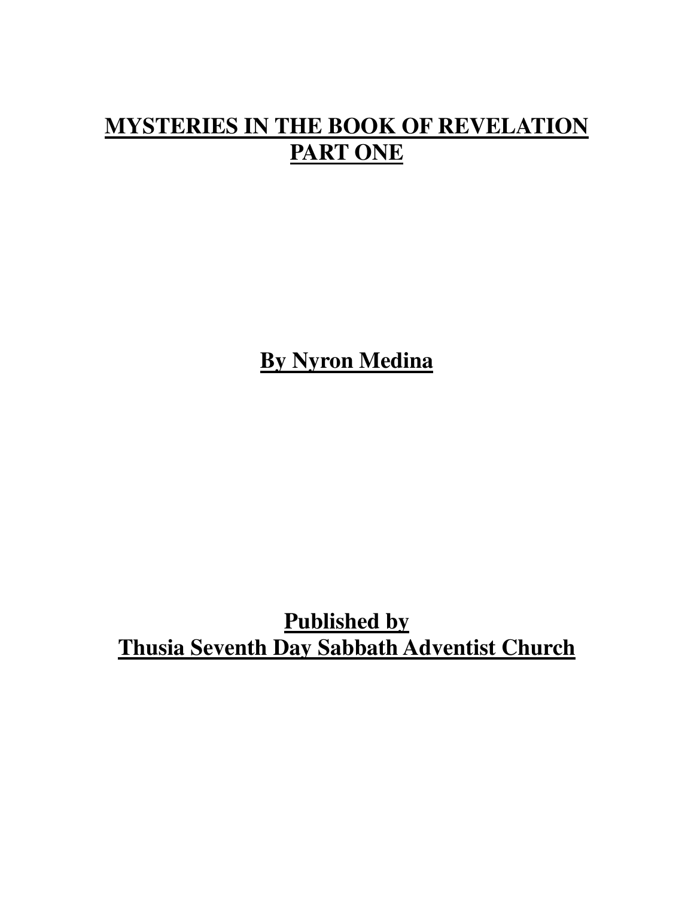# MYSTERIES IN THE BOOK OF REVELATION PART ONE

**By Nyron Medina**

**Published by**
**Thusia Seventh Day Sabbath Adventist Church**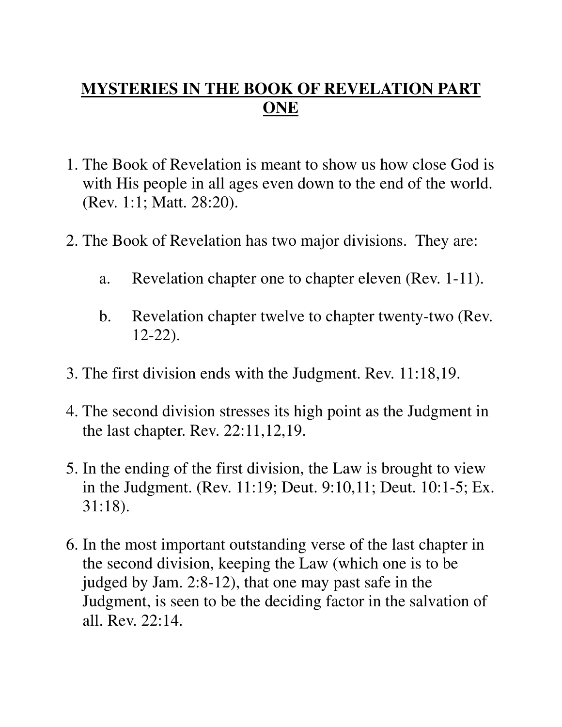# MYSTERIES IN THE BOOK OF REVELATION PART ONE

1. The Book of Revelation is meant to show us how close God is with His people in all ages even down to the end of the world. (Rev. 1:1; Matt. 28:20).

2. The Book of Revelation has two major divisions. They are:

    a. Revelation chapter one to chapter eleven (Rev. 1-11).

    b. Revelation chapter twelve to chapter twenty-two (Rev. 12-22).

3. The first division ends with the Judgment. Rev. 11:18,19.

4. The second division stresses its high point as the Judgment in the last chapter. Rev. 22:11,12,19.

5. In the ending of the first division, the Law is brought to view in the Judgment. (Rev. 11:19; Deut. 9:10,11; Deut. 10:1-5; Ex. 31:18).

6. In the most important outstanding verse of the last chapter in the second division, keeping the Law (which one is to be judged by Jam. 2:8-12), that one may past safe in the Judgment, is seen to be the deciding factor in the salvation of all. Rev. 22:14.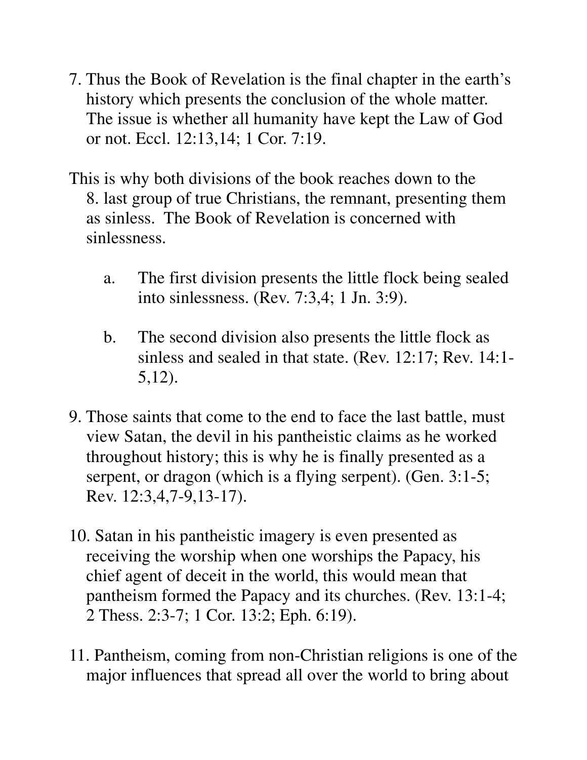7. Thus the Book of Revelation is the final chapter in the earth's history which presents the conclusion of the whole matter. The issue is whether all humanity have kept the Law of God or not. Eccl. 12:13,14; 1 Cor. 7:19.

This is why both divisions of the book reaches down to the

8. last group of true Christians, the remnant, presenting them as sinless. The Book of Revelation is concerned with sinlessness.

   a. The first division presents the little flock being sealed into sinlessness. (Rev. 7:3,4; 1 Jn. 3:9).

   b. The second division also presents the little flock as sinless and sealed in that state. (Rev. 12:17; Rev. 14:1-5,12).

9. Those saints that come to the end to face the last battle, must view Satan, the devil in his pantheistic claims as he worked throughout history; this is why he is finally presented as a serpent, or dragon (which is a flying serpent). (Gen. 3:1-5; Rev. 12:3,4,7-9,13-17).

10. Satan in his pantheistic imagery is even presented as receiving the worship when one worships the Papacy, his chief agent of deceit in the world, this would mean that pantheism formed the Papacy and its churches. (Rev. 13:1-4; 2 Thess. 2:3-7; 1 Cor. 13:2; Eph. 6:19).

11. Pantheism, coming from non-Christian religions is one of the major influences that spread all over the world to bring about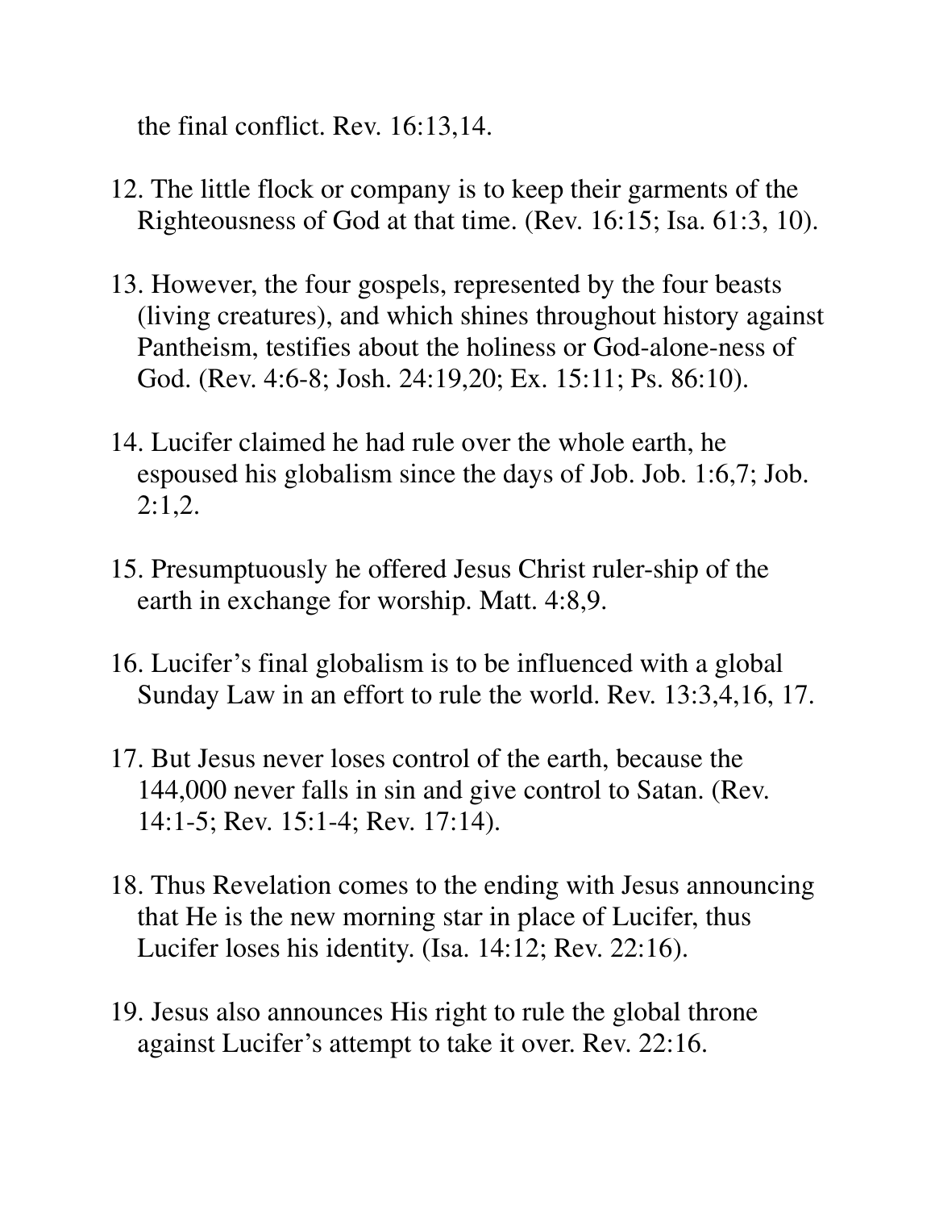the final conflict. Rev. 16:13,14.

12. The little flock or company is to keep their garments of the Righteousness of God at that time. (Rev. 16:15; Isa. 61:3, 10).

13. However, the four gospels, represented by the four beasts (living creatures), and which shines throughout history against Pantheism, testifies about the holiness or God-alone-ness of God. (Rev. 4:6-8; Josh. 24:19,20; Ex. 15:11; Ps. 86:10).

14. Lucifer claimed he had rule over the whole earth, he espoused his globalism since the days of Job. Job. 1:6,7; Job. 2:1,2.

15. Presumptuously he offered Jesus Christ ruler-ship of the earth in exchange for worship. Matt. 4:8,9.

16. Lucifer's final globalism is to be influenced with a global Sunday Law in an effort to rule the world. Rev. 13:3,4,16, 17.

17. But Jesus never loses control of the earth, because the 144,000 never falls in sin and give control to Satan. (Rev. 14:1-5; Rev. 15:1-4; Rev. 17:14).

18. Thus Revelation comes to the ending with Jesus announcing that He is the new morning star in place of Lucifer, thus Lucifer loses his identity. (Isa. 14:12; Rev. 22:16).

19. Jesus also announces His right to rule the global throne against Lucifer's attempt to take it over. Rev. 22:16.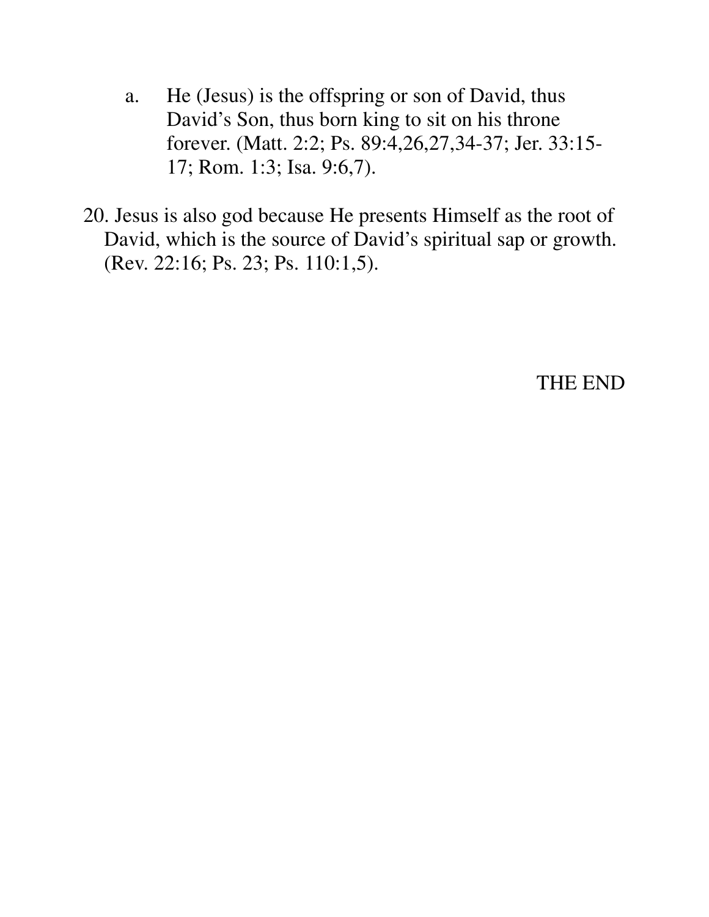a. He (Jesus) is the offspring or son of David, thus David's Son, thus born king to sit on his throne forever. (Matt. 2:2; Ps. 89:4,26,27,34-37; Jer. 33:15-17; Rom. 1:3; Isa. 9:6,7).

20. Jesus is also god because He presents Himself as the root of David, which is the source of David's spiritual sap or growth. (Rev. 22:16; Ps. 23; Ps. 110:1,5).

THE END